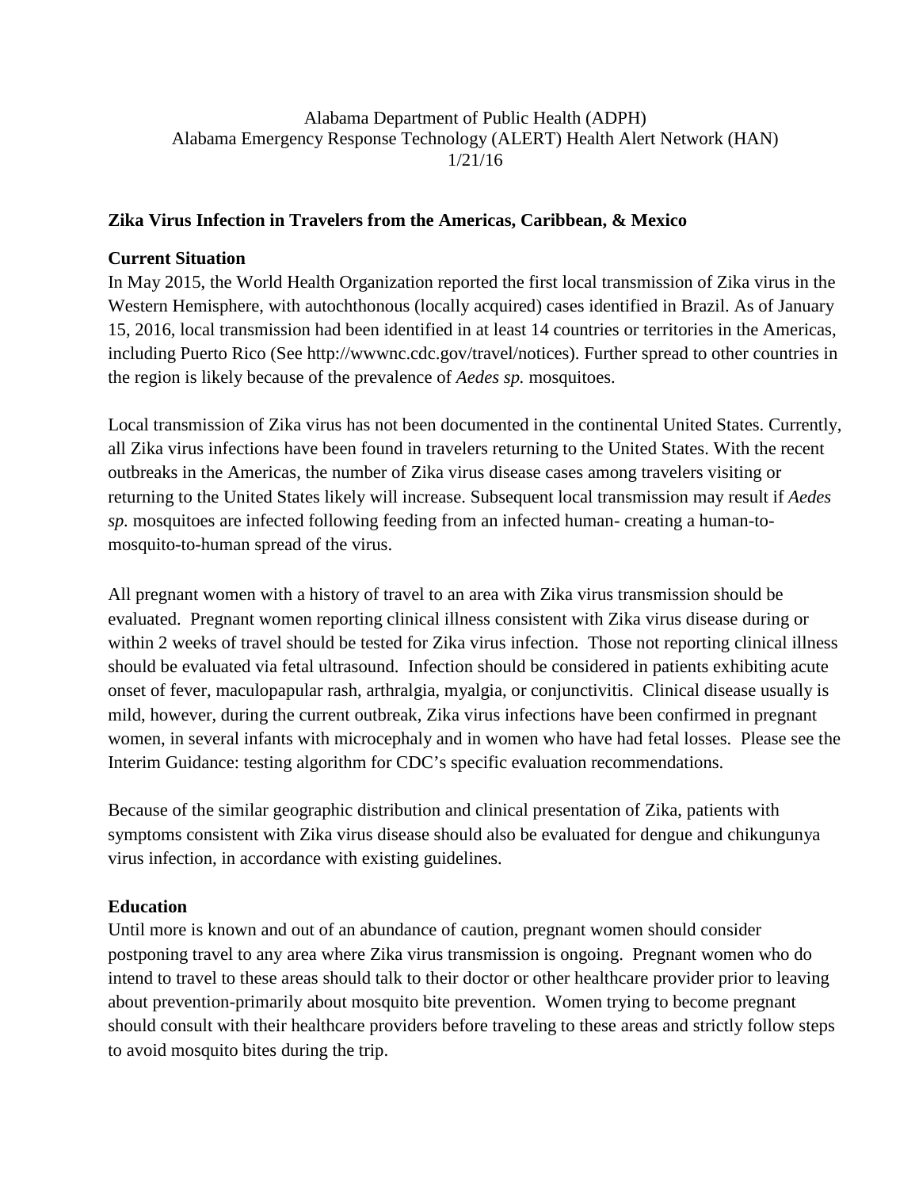Alabama Department of Public Health (ADPH)
Alabama Emergency Response Technology (ALERT) Health Alert Network (HAN)
1/21/16

**Zika Virus Infection in Travelers from the Americas, Caribbean, & Mexico**

**Current Situation**

In May 2015, the World Health Organization reported the first local transmission of Zika virus in the Western Hemisphere, with autochthonous (locally acquired) cases identified in Brazil. As of January 15, 2016, local transmission had been identified in at least 14 countries or territories in the Americas, including Puerto Rico (See http://wwwnc.cdc.gov/travel/notices). Further spread to other countries in the region is likely because of the prevalence of *Aedes sp.* mosquitoes.

Local transmission of Zika virus has not been documented in the continental United States. Currently, all Zika virus infections have been found in travelers returning to the United States. With the recent outbreaks in the Americas, the number of Zika virus disease cases among travelers visiting or returning to the United States likely will increase. Subsequent local transmission may result if *Aedes sp.* mosquitoes are infected following feeding from an infected human- creating a human-to-mosquito-to-human spread of the virus.

All pregnant women with a history of travel to an area with Zika virus transmission should be evaluated. Pregnant women reporting clinical illness consistent with Zika virus disease during or within 2 weeks of travel should be tested for Zika virus infection. Those not reporting clinical illness should be evaluated via fetal ultrasound. Infection should be considered in patients exhibiting acute onset of fever, maculopapular rash, arthralgia, myalgia, or conjunctivitis. Clinical disease usually is mild, however, during the current outbreak, Zika virus infections have been confirmed in pregnant women, in several infants with microcephaly and in women who have had fetal losses. Please see the Interim Guidance: testing algorithm for CDC's specific evaluation recommendations.

Because of the similar geographic distribution and clinical presentation of Zika, patients with symptoms consistent with Zika virus disease should also be evaluated for dengue and chikungunya virus infection, in accordance with existing guidelines.

**Education**

Until more is known and out of an abundance of caution, pregnant women should consider postponing travel to any area where Zika virus transmission is ongoing. Pregnant women who do intend to travel to these areas should talk to their doctor or other healthcare provider prior to leaving about prevention-primarily about mosquito bite prevention. Women trying to become pregnant should consult with their healthcare providers before traveling to these areas and strictly follow steps to avoid mosquito bites during the trip.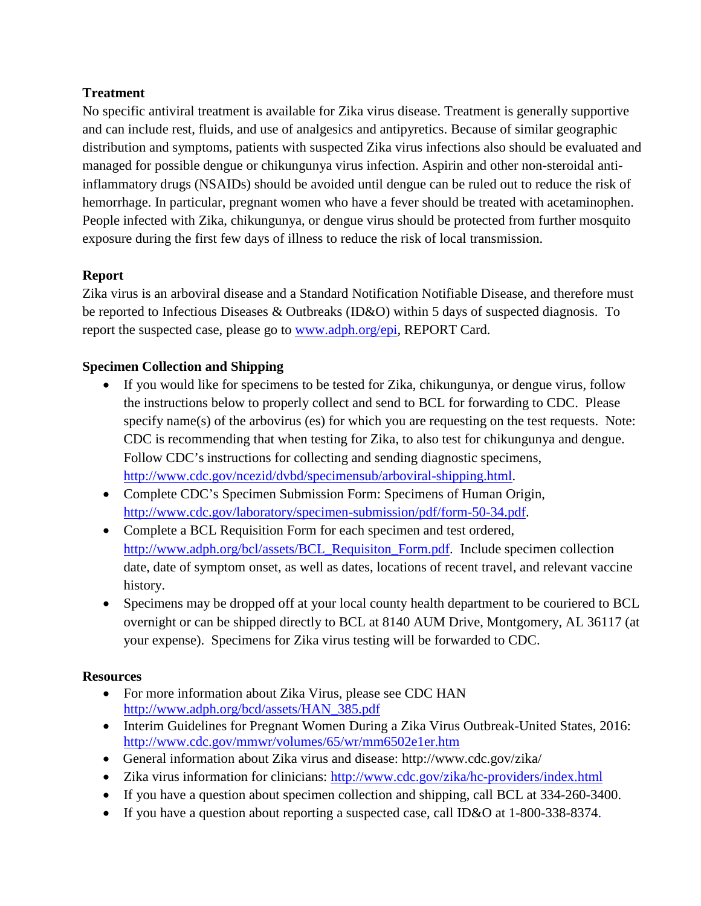**Treatment**

No specific antiviral treatment is available for Zika virus disease. Treatment is generally supportive and can include rest, fluids, and use of analgesics and antipyretics. Because of similar geographic distribution and symptoms, patients with suspected Zika virus infections also should be evaluated and managed for possible dengue or chikungunya virus infection. Aspirin and other non-steroidal anti-inflammatory drugs (NSAIDs) should be avoided until dengue can be ruled out to reduce the risk of hemorrhage. In particular, pregnant women who have a fever should be treated with acetaminophen. People infected with Zika, chikungunya, or dengue virus should be protected from further mosquito exposure during the first few days of illness to reduce the risk of local transmission.

**Report**

Zika virus is an arboviral disease and a Standard Notification Notifiable Disease, and therefore must be reported to Infectious Diseases & Outbreaks (ID&O) within 5 days of suspected diagnosis. To report the suspected case, please go to www.adph.org/epi, REPORT Card.

**Specimen Collection and Shipping**

- If you would like for specimens to be tested for Zika, chikungunya, or dengue virus, follow the instructions below to properly collect and send to BCL for forwarding to CDC. Please specify name(s) of the arbovirus (es) for which you are requesting on the test requests. Note: CDC is recommending that when testing for Zika, to also test for chikungunya and dengue. Follow CDC's instructions for collecting and sending diagnostic specimens, http://www.cdc.gov/ncezid/dvbd/specimensub/arboviral-shipping.html.
- Complete CDC's Specimen Submission Form: Specimens of Human Origin, http://www.cdc.gov/laboratory/specimen-submission/pdf/form-50-34.pdf.
- Complete a BCL Requisition Form for each specimen and test ordered, http://www.adph.org/bcl/assets/BCL_Requisiton_Form.pdf. Include specimen collection date, date of symptom onset, as well as dates, locations of recent travel, and relevant vaccine history.
- Specimens may be dropped off at your local county health department to be couriered to BCL overnight or can be shipped directly to BCL at 8140 AUM Drive, Montgomery, AL 36117 (at your expense). Specimens for Zika virus testing will be forwarded to CDC.

**Resources**

- For more information about Zika Virus, please see CDC HAN http://www.adph.org/bcd/assets/HAN_385.pdf
- Interim Guidelines for Pregnant Women During a Zika Virus Outbreak-United States, 2016: http://www.cdc.gov/mmwr/volumes/65/wr/mm6502e1er.htm
- General information about Zika virus and disease: http://www.cdc.gov/zika/
- Zika virus information for clinicians: http://www.cdc.gov/zika/hc-providers/index.html
- If you have a question about specimen collection and shipping, call BCL at 334-260-3400.
- If you have a question about reporting a suspected case, call ID&O at 1-800-338-8374.